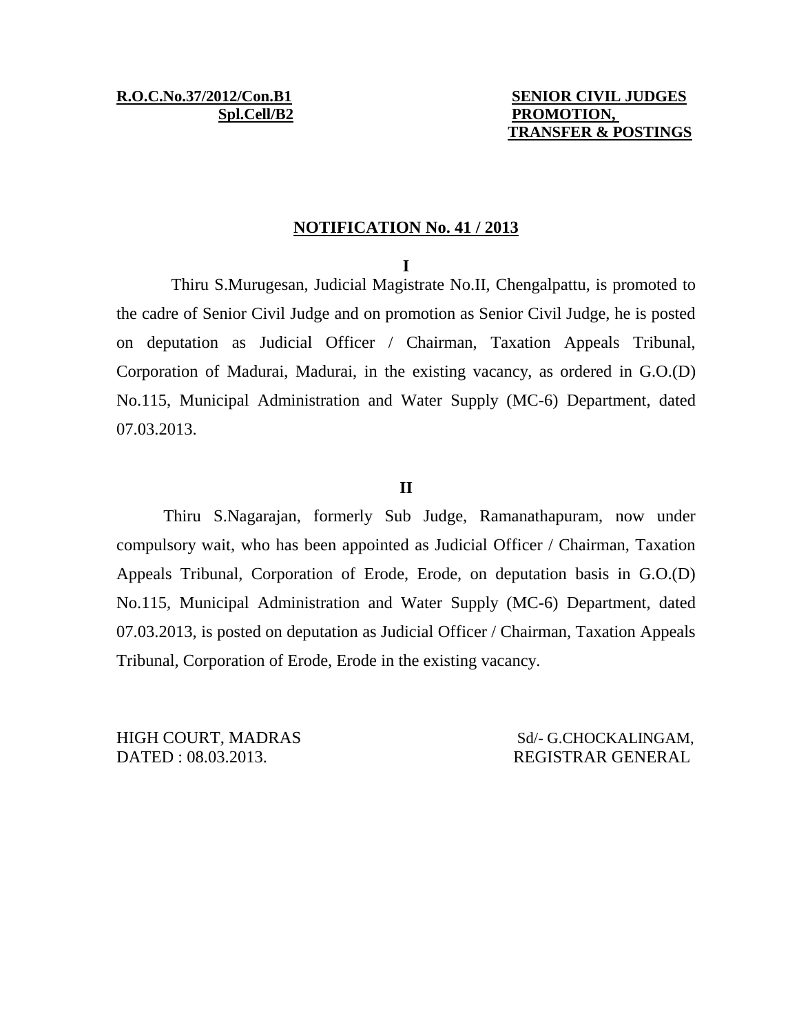**R.O.C.No.37/2012/Con.B1**
**Spl.Cell/B2**

**SENIOR CIVIL JUDGES PROMOTION, TRANSFER & POSTINGS**

## NOTIFICATION No. 41 / 2013

**I**

Thiru S.Murugesan, Judicial Magistrate No.II, Chengalpattu, is promoted to the cadre of Senior Civil Judge and on promotion as Senior Civil Judge, he is posted on deputation as Judicial Officer / Chairman, Taxation Appeals Tribunal, Corporation of Madurai, Madurai, in the existing vacancy, as ordered in G.O.(D) No.115, Municipal Administration and Water Supply (MC-6) Department, dated 07.03.2013.

**II**

Thiru S.Nagarajan, formerly Sub Judge, Ramanathapuram, now under compulsory wait, who has been appointed as Judicial Officer / Chairman, Taxation Appeals Tribunal, Corporation of Erode, Erode, on deputation basis in G.O.(D) No.115, Municipal Administration and Water Supply (MC-6) Department, dated 07.03.2013, is posted on deputation as Judicial Officer / Chairman, Taxation Appeals Tribunal, Corporation of Erode, Erode in the existing vacancy.

HIGH COURT, MADRAS
DATED : 08.03.2013.

Sd/- G.CHOCKALINGAM,
REGISTRAR GENERAL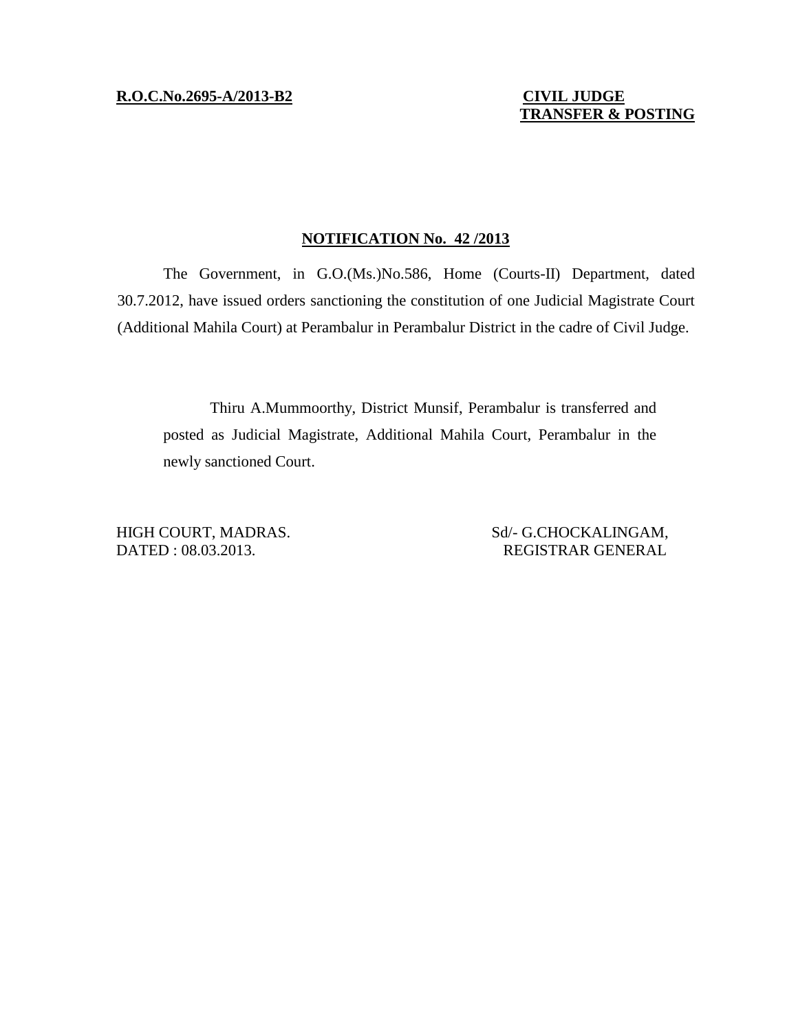**R.O.C.No.2695-A/2013-B2**

**CIVIL JUDGE**
**TRANSFER & POSTING**

## NOTIFICATION No. 42 /2013

The Government, in G.O.(Ms.)No.586, Home (Courts-II) Department, dated 30.7.2012, have issued orders sanctioning the constitution of one Judicial Magistrate Court (Additional Mahila Court) at Perambalur in Perambalur District in the cadre of Civil Judge.

Thiru A.Mummoorthy, District Munsif, Perambalur is transferred and posted as Judicial Magistrate, Additional Mahila Court, Perambalur in the newly sanctioned Court.

HIGH COURT, MADRAS.
DATED : 08.03.2013.

Sd/- G.CHOCKALINGAM,
REGISTRAR GENERAL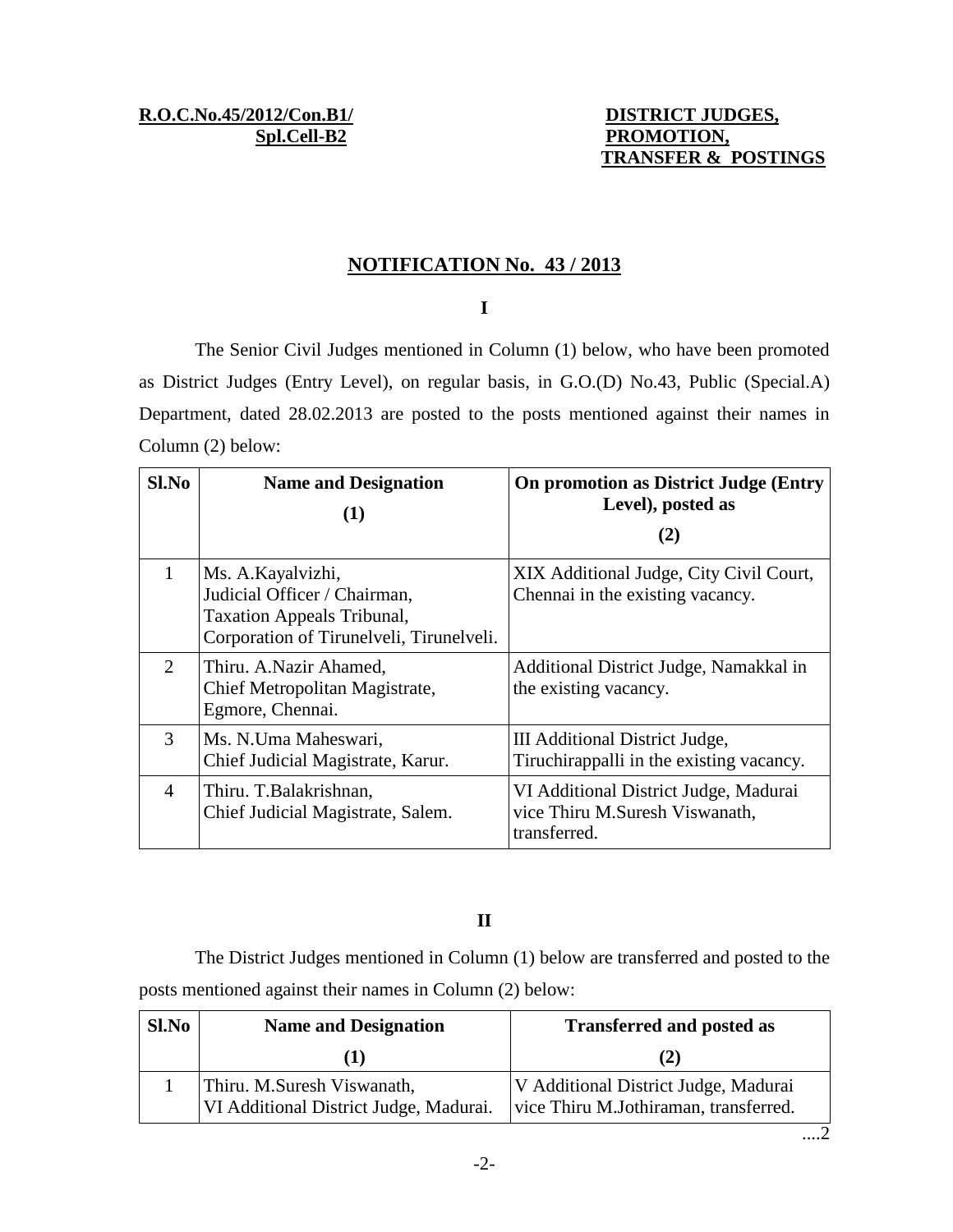**R.O.C.No.45/2012/Con.B1/ Spl.Cell-B2**

**DISTRICT JUDGES, PROMOTION, TRANSFER & POSTINGS**

## NOTIFICATION No. 43 / 2013

**I**

The Senior Civil Judges mentioned in Column (1) below, who have been promoted as District Judges (Entry Level), on regular basis, in G.O.(D) No.43, Public (Special.A) Department, dated 28.02.2013 are posted to the posts mentioned against their names in Column (2) below:

| Sl.No | Name and Designation (1) | On promotion as District Judge (Entry Level), posted as (2) |
|---|---|---|
| 1 | Ms. A.Kayalvizhi, Judicial Officer / Chairman, Taxation Appeals Tribunal, Corporation of Tirunelveli, Tirunelveli. | XIX Additional Judge, City Civil Court, Chennai in the existing vacancy. |
| 2 | Thiru. A.Nazir Ahamed, Chief Metropolitan Magistrate, Egmore, Chennai. | Additional District Judge, Namakkal in the existing vacancy. |
| 3 | Ms. N.Uma Maheswari, Chief Judicial Magistrate, Karur. | III Additional District Judge, Tiruchirappalli in the existing vacancy. |
| 4 | Thiru. T.Balakrishnan, Chief Judicial Magistrate, Salem. | VI Additional District Judge, Madurai vice Thiru M.Suresh Viswanath, transferred. |

**II**

The District Judges mentioned in Column (1) below are transferred and posted to the posts mentioned against their names in Column (2) below:

| Sl.No | Name and Designation (1) | Transferred and posted as (2) |
|---|---|---|
| 1 | Thiru. M.Suresh Viswanath, VI Additional District Judge, Madurai. | V Additional District Judge, Madurai vice Thiru M.Jothiraman, transferred. |

....2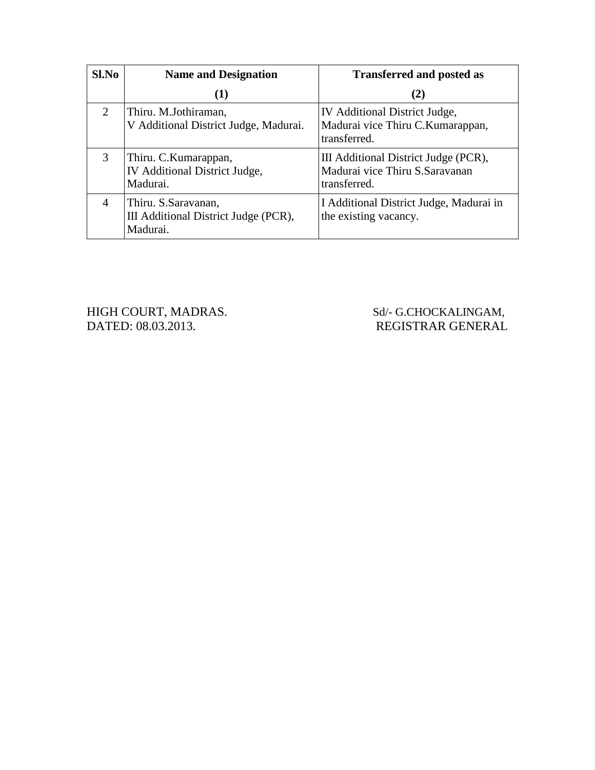| Sl.No | Name and Designation<br>(1) | Transferred and posted as<br>(2) |
|---|---|---|
| 2 | Thiru. M.Jothiraman,<br>V Additional District Judge, Madurai. | IV Additional District Judge,<br>Madurai vice Thiru C.Kumarappan,<br>transferred. |
| 3 | Thiru. C.Kumarappan,<br>IV Additional District Judge,<br>Madurai. | III Additional District Judge (PCR),<br>Madurai vice Thiru S.Saravanan<br>transferred. |
| 4 | Thiru. S.Saravanan,<br>III Additional District Judge (PCR),<br>Madurai. | I Additional District Judge, Madurai in<br>the existing vacancy. |

HIGH COURT, MADRAS.
DATED: 08.03.2013.

Sd/- G.CHOCKALINGAM,
REGISTRAR GENERAL